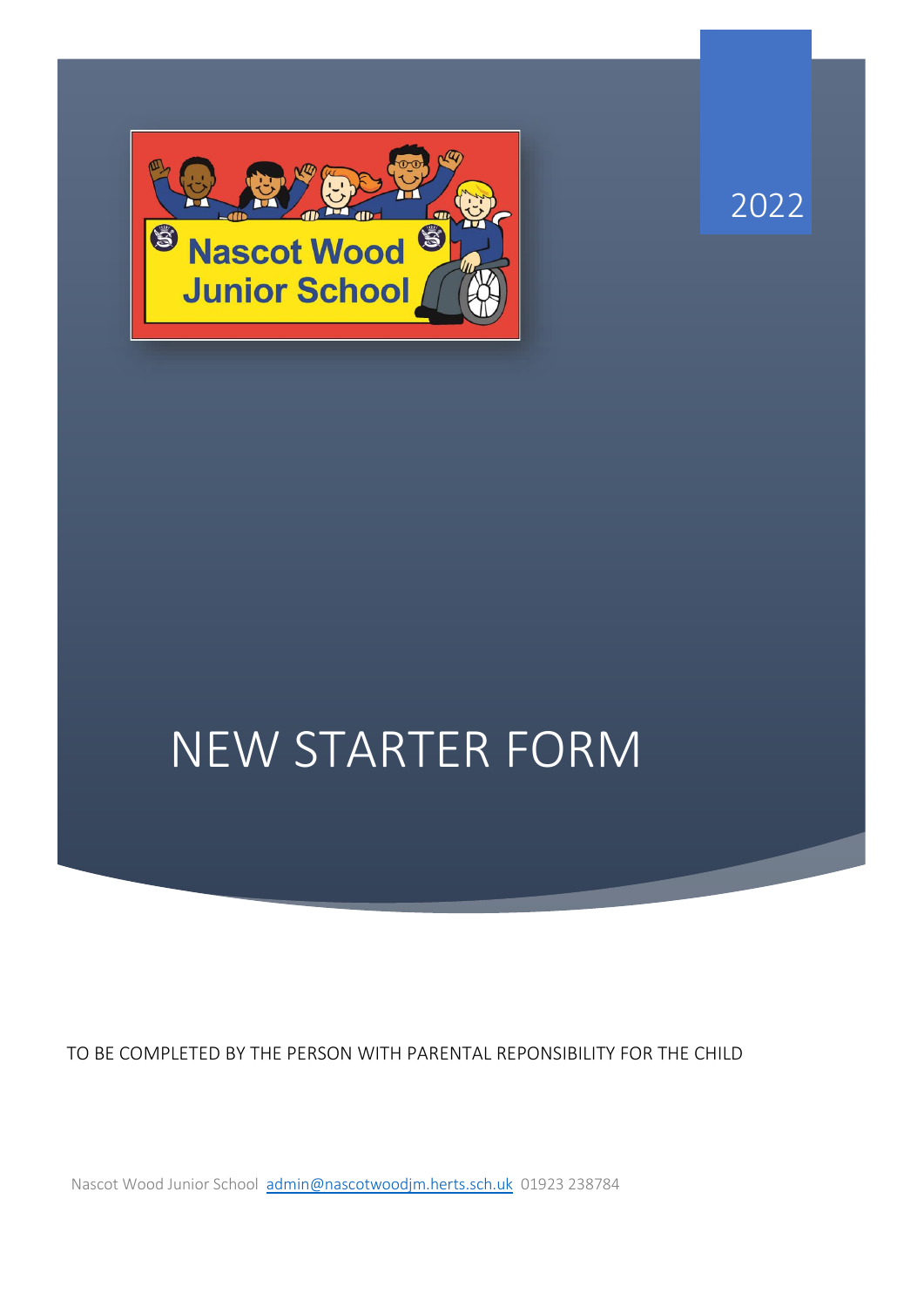Nascot Wood Junior School

2022

# NEW STARTER FORM

TO BE COMPLETED BY THE PERSON WITH PARENTAL REPONSIBILITY FOR THE CHILD

Nascot Wood Junior School [admin@nascotwoodjm.herts.sch.uk](mailto:admin@nascotwoodjm.herts.sch.uk) 01923 238784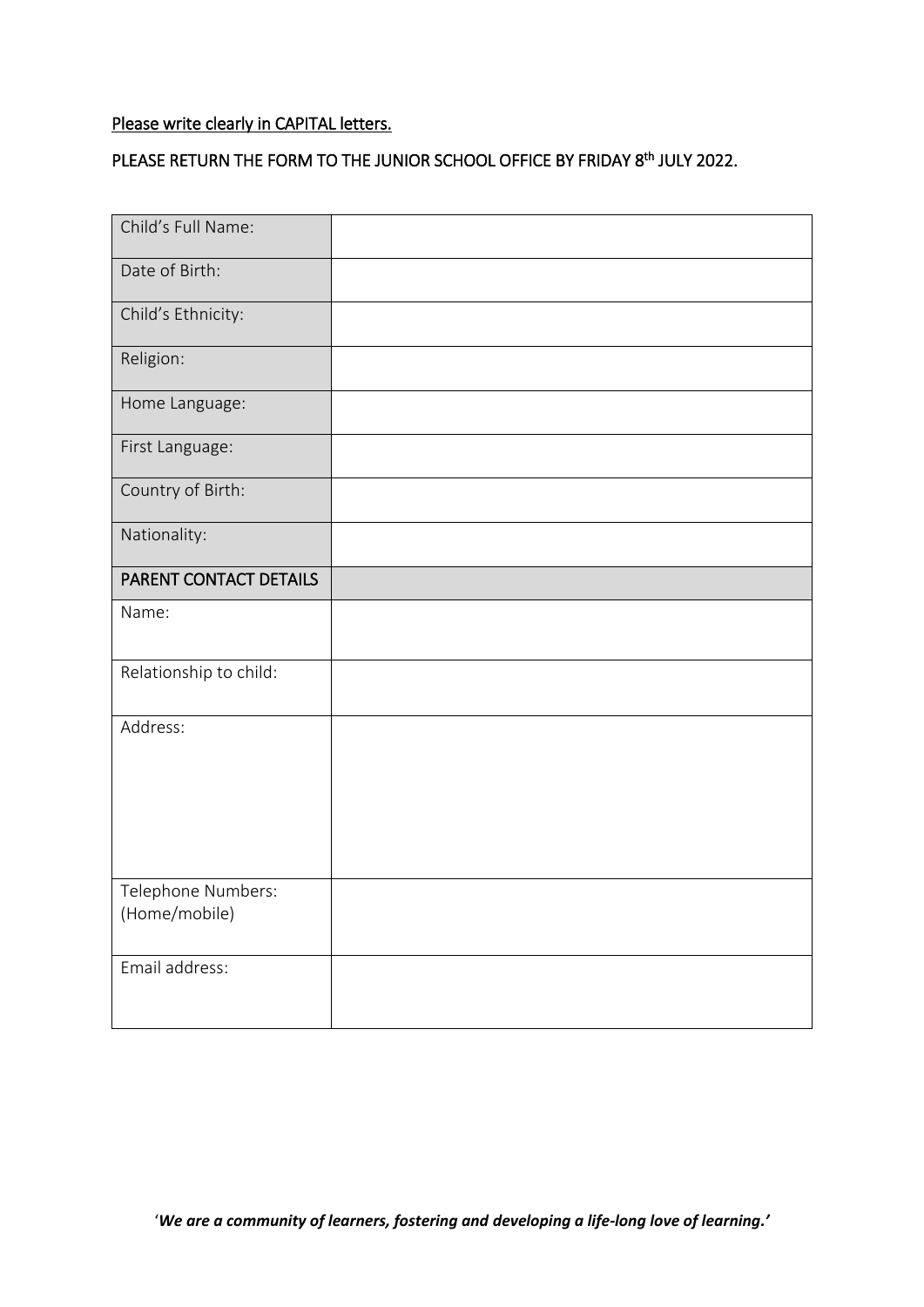<u>Please write clearly in CAPITAL letters.</u>

PLEASE RETURN THE FORM TO THE JUNIOR SCHOOL OFFICE BY FRIDAY 8th JULY 2022.

| | |
|---|---|
| Child's Full Name: | |
| Date of Birth: | |
| Child's Ethnicity: | |
| Religion: | |
| Home Language: | |
| First Language: | |
| Country of Birth: | |
| Nationality: | |
| PARENT CONTACT DETAILS | |
| Name: | |
| Relationship to child: | |
| Address: | |
| Telephone Numbers: (Home/mobile) | |
| Email address: | |

'***We are a community of learners, fostering and developing a life-long love of learning.'***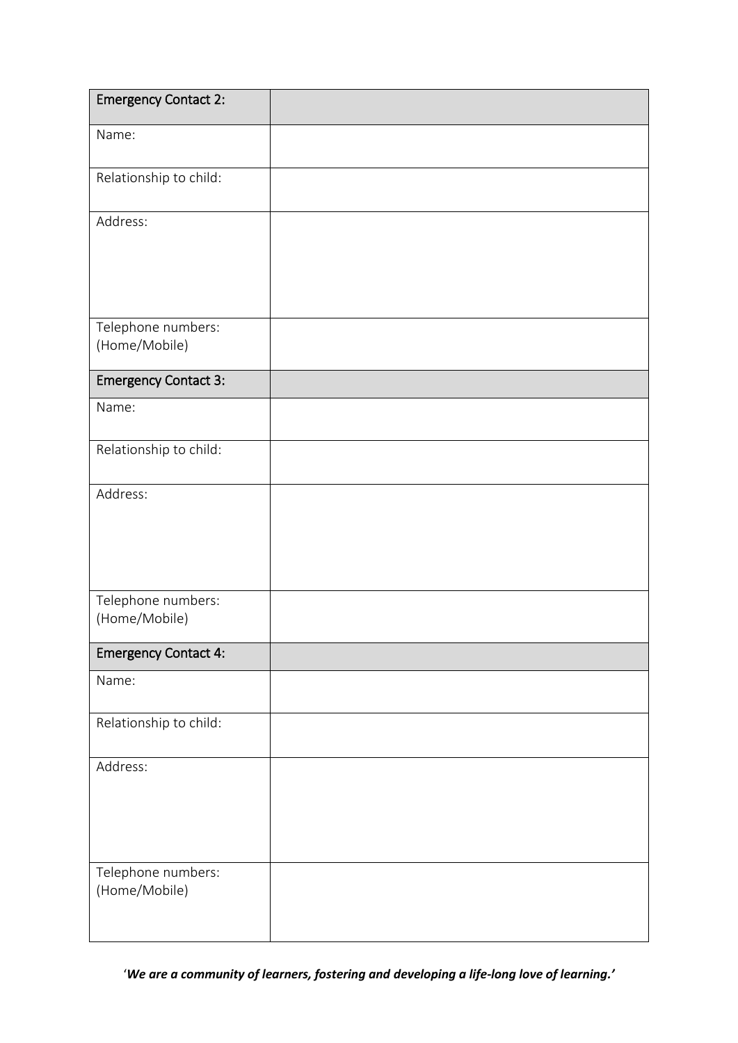| Emergency Contact 2: | |
|---|---|
| Name: | |
| Relationship to child: | |
| Address: | |
| Telephone numbers: (Home/Mobile) | |
| **Emergency Contact 3:** | |
| Name: | |
| Relationship to child: | |
| Address: | |
| Telephone numbers: (Home/Mobile) | |
| **Emergency Contact 4:** | |
| Name: | |
| Relationship to child: | |
| Address: | |
| Telephone numbers: (Home/Mobile) | |

'***We are a community of learners, fostering and developing a life-long love of learning.'***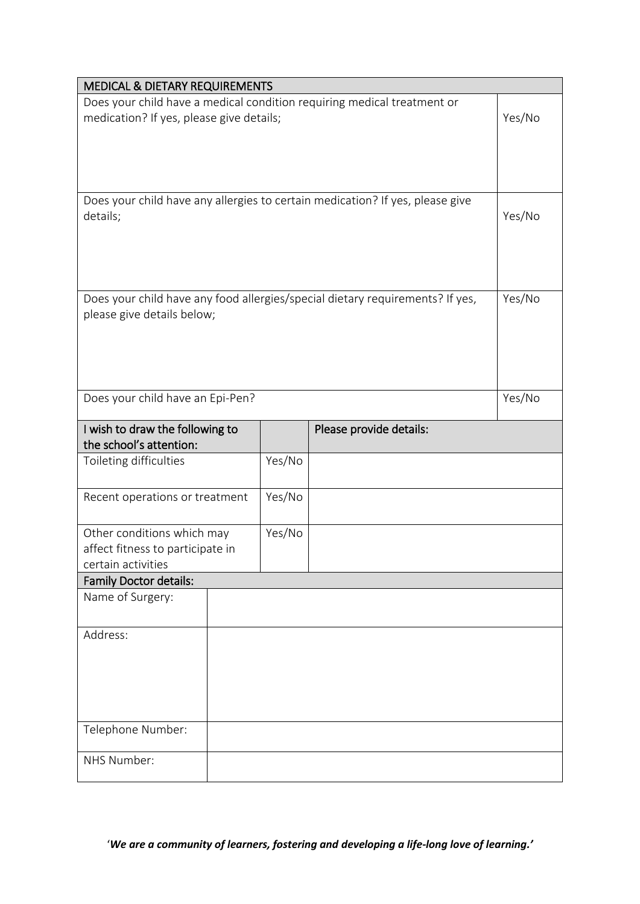| MEDICAL & DIETARY REQUIREMENTS | |
|---|---|
| Does your child have a medical condition requiring medical treatment or medication? If yes, please give details; | Yes/No |
| Does your child have any allergies to certain medication? If yes, please give details; | Yes/No |
| Does your child have any food allergies/special dietary requirements? If yes, please give details below; | Yes/No |
| Does your child have an Epi-Pen? | Yes/No |

| I wish to draw the following to the school's attention: | | Please provide details: |
|---|---|---|
| Toileting difficulties | Yes/No | |
| Recent operations or treatment | Yes/No | |
| Other conditions which may affect fitness to participate in certain activities | Yes/No | |

| Family Doctor details: | |
|---|---|
| Name of Surgery: | |
| Address: | |
| Telephone Number: | |
| NHS Number: | |

'***We are a community of learners, fostering and developing a life-long love of learning.'***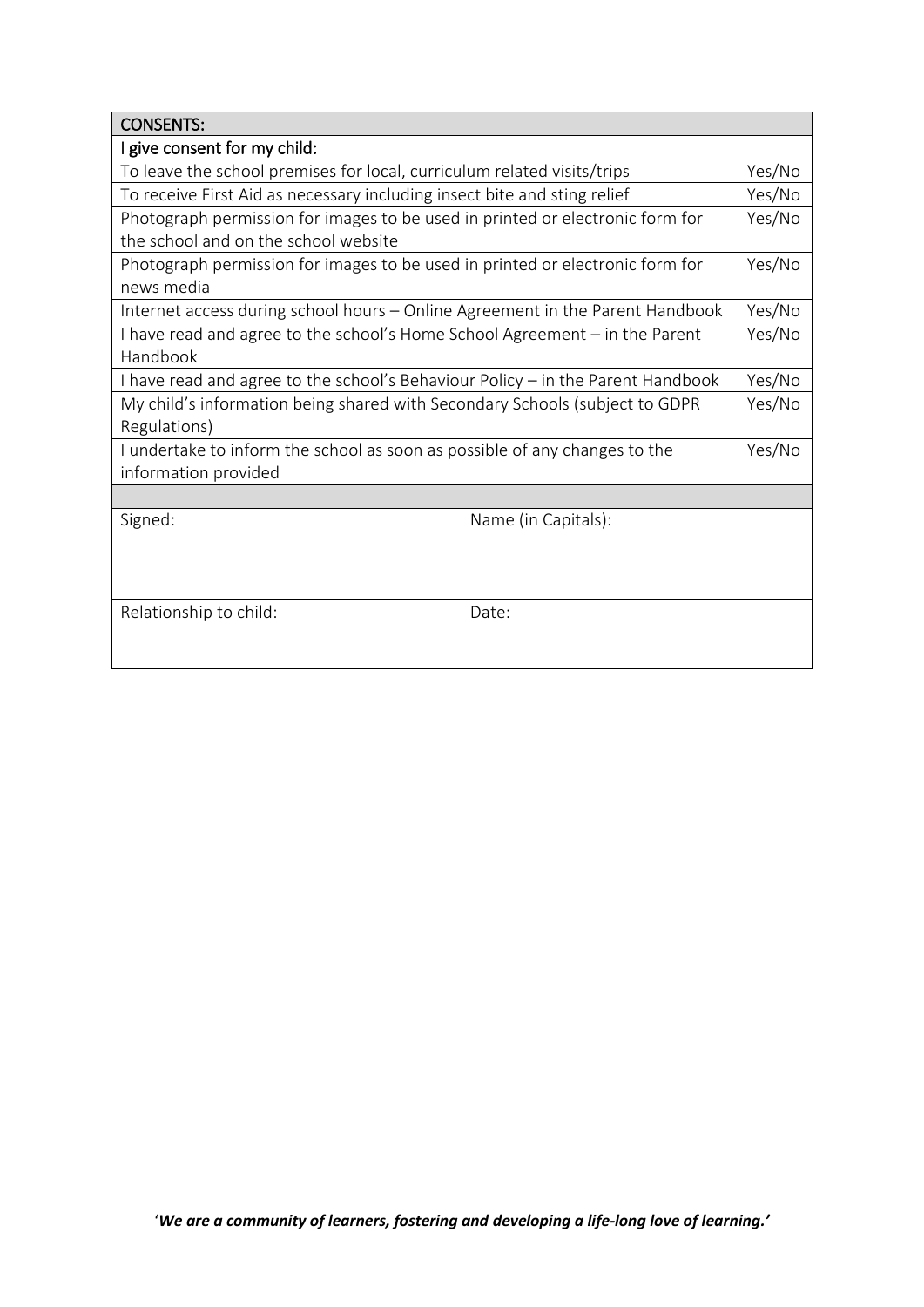| CONSENTS: | |
| --- | --- |
| I give consent for my child: | |
| To leave the school premises for local, curriculum related visits/trips | Yes/No |
| To receive First Aid as necessary including insect bite and sting relief | Yes/No |
| Photograph permission for images to be used in printed or electronic form for the school and on the school website | Yes/No |
| Photograph permission for images to be used in printed or electronic form for news media | Yes/No |
| Internet access during school hours – Online Agreement in the Parent Handbook | Yes/No |
| I have read and agree to the school's Home School Agreement – in the Parent Handbook | Yes/No |
| I have read and agree to the school's Behaviour Policy – in the Parent Handbook | Yes/No |
| My child's information being shared with Secondary Schools (subject to GDPR Regulations) | Yes/No |
| I undertake to inform the school as soon as possible of any changes to the information provided | Yes/No |

| | |
| --- | --- |
| Signed: | Name (in Capitals): |
| Relationship to child: | Date: |

'*We are a community of learners, fostering and developing a life-long love of learning.*'